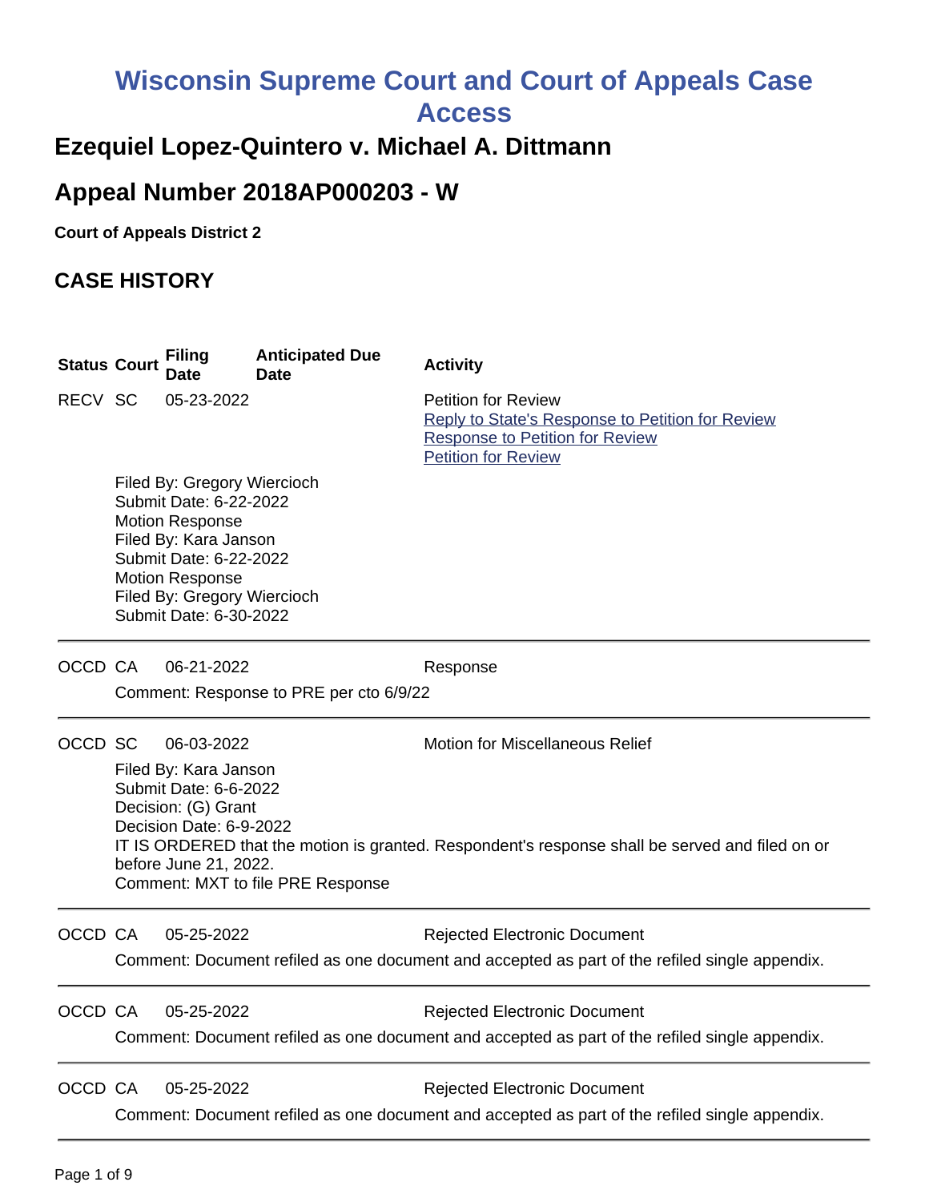# Wisconsin Supreme Court and Court of Appeals Case Access

## Ezequiel Lopez-Quintero v. Michael A. Dittmann

## Appeal Number 2018AP000203 - W

**Court of Appeals District 2**

## CASE HISTORY

| Status | Court | Filing Date | Anticipated Due Date | Activity |
|---|---|---|---|---|
| RECV | SC | 05-23-2022 | | Petition for Review<br>Reply to State's Response to Petition for Review<br>Response to Petition for Review<br>Petition for Review |

Filed By: Gregory Wiercioch
Submit Date: 6-22-2022
Motion Response
Filed By: Kara Janson
Submit Date: 6-22-2022
Motion Response
Filed By: Gregory Wiercioch
Submit Date: 6-30-2022

---

| Status | Court | Filing Date | Anticipated Due Date | Activity |
|---|---|---|---|---|
| OCCD | CA | 06-21-2022 | | Response |

Comment: Response to PRE per cto 6/9/22

---

| Status | Court | Filing Date | Anticipated Due Date | Activity |
|---|---|---|---|---|
| OCCD | SC | 06-03-2022 | | Motion for Miscellaneous Relief |

Filed By: Kara Janson
Submit Date: 6-6-2022
Decision: (G) Grant
Decision Date: 6-9-2022
IT IS ORDERED that the motion is granted. Respondent's response shall be served and filed on or before June 21, 2022.
Comment: MXT to file PRE Response

---

| Status | Court | Filing Date | Anticipated Due Date | Activity |
|---|---|---|---|---|
| OCCD | CA | 05-25-2022 | | Rejected Electronic Document |

Comment: Document refiled as one document and accepted as part of the refiled single appendix.

---

| Status | Court | Filing Date | Anticipated Due Date | Activity |
|---|---|---|---|---|
| OCCD | CA | 05-25-2022 | | Rejected Electronic Document |

Comment: Document refiled as one document and accepted as part of the refiled single appendix.

---

| Status | Court | Filing Date | Anticipated Due Date | Activity |
|---|---|---|---|---|
| OCCD | CA | 05-25-2022 | | Rejected Electronic Document |

Comment: Document refiled as one document and accepted as part of the refiled single appendix.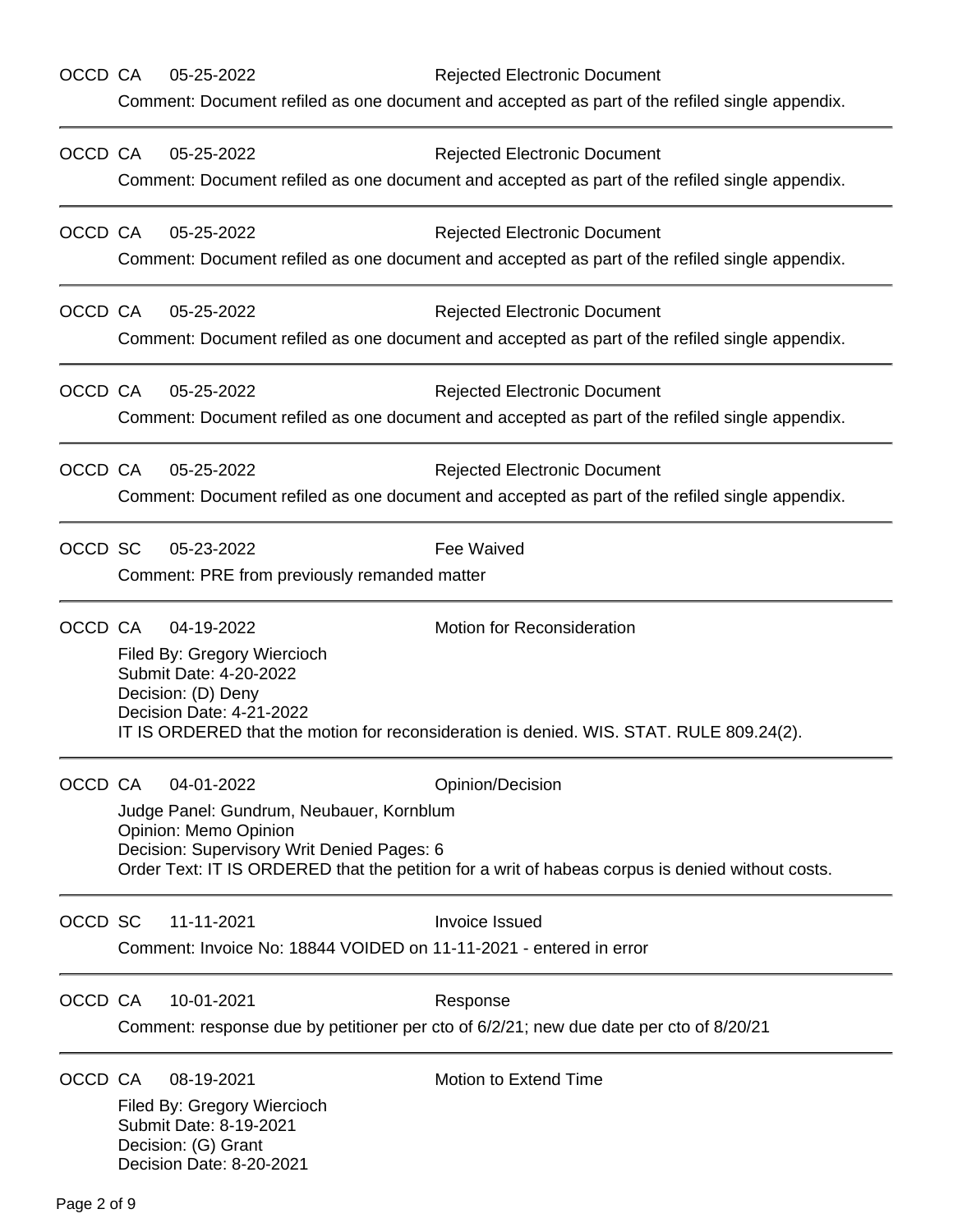OCCD CA 05-25-2022 Rejected Electronic Document

Comment: Document refiled as one document and accepted as part of the refiled single appendix.

---

OCCD CA 05-25-2022 Rejected Electronic Document

Comment: Document refiled as one document and accepted as part of the refiled single appendix.

---

OCCD CA 05-25-2022 Rejected Electronic Document

Comment: Document refiled as one document and accepted as part of the refiled single appendix.

---

OCCD CA 05-25-2022 Rejected Electronic Document

Comment: Document refiled as one document and accepted as part of the refiled single appendix.

---

OCCD CA 05-25-2022 Rejected Electronic Document

Comment: Document refiled as one document and accepted as part of the refiled single appendix.

---

OCCD CA 05-25-2022 Rejected Electronic Document

Comment: Document refiled as one document and accepted as part of the refiled single appendix.

---

OCCD SC 05-23-2022 Fee Waived

Comment: PRE from previously remanded matter

---

OCCD CA 04-19-2022 Motion for Reconsideration

Filed By: Gregory Wiercioch
Submit Date: 4-20-2022
Decision: (D) Deny
Decision Date: 4-21-2022
IT IS ORDERED that the motion for reconsideration is denied. WIS. STAT. RULE 809.24(2).

---

OCCD CA 04-01-2022 Opinion/Decision

Judge Panel: Gundrum, Neubauer, Kornblum
Opinion: Memo Opinion
Decision: Supervisory Writ Denied Pages: 6
Order Text: IT IS ORDERED that the petition for a writ of habeas corpus is denied without costs.

---

OCCD SC 11-11-2021 Invoice Issued

Comment: Invoice No: 18844 VOIDED on 11-11-2021 - entered in error

---

OCCD CA 10-01-2021 Response

Comment: response due by petitioner per cto of 6/2/21; new due date per cto of 8/20/21

---

OCCD CA 08-19-2021 Motion to Extend Time

Filed By: Gregory Wiercioch
Submit Date: 8-19-2021
Decision: (G) Grant
Decision Date: 8-20-2021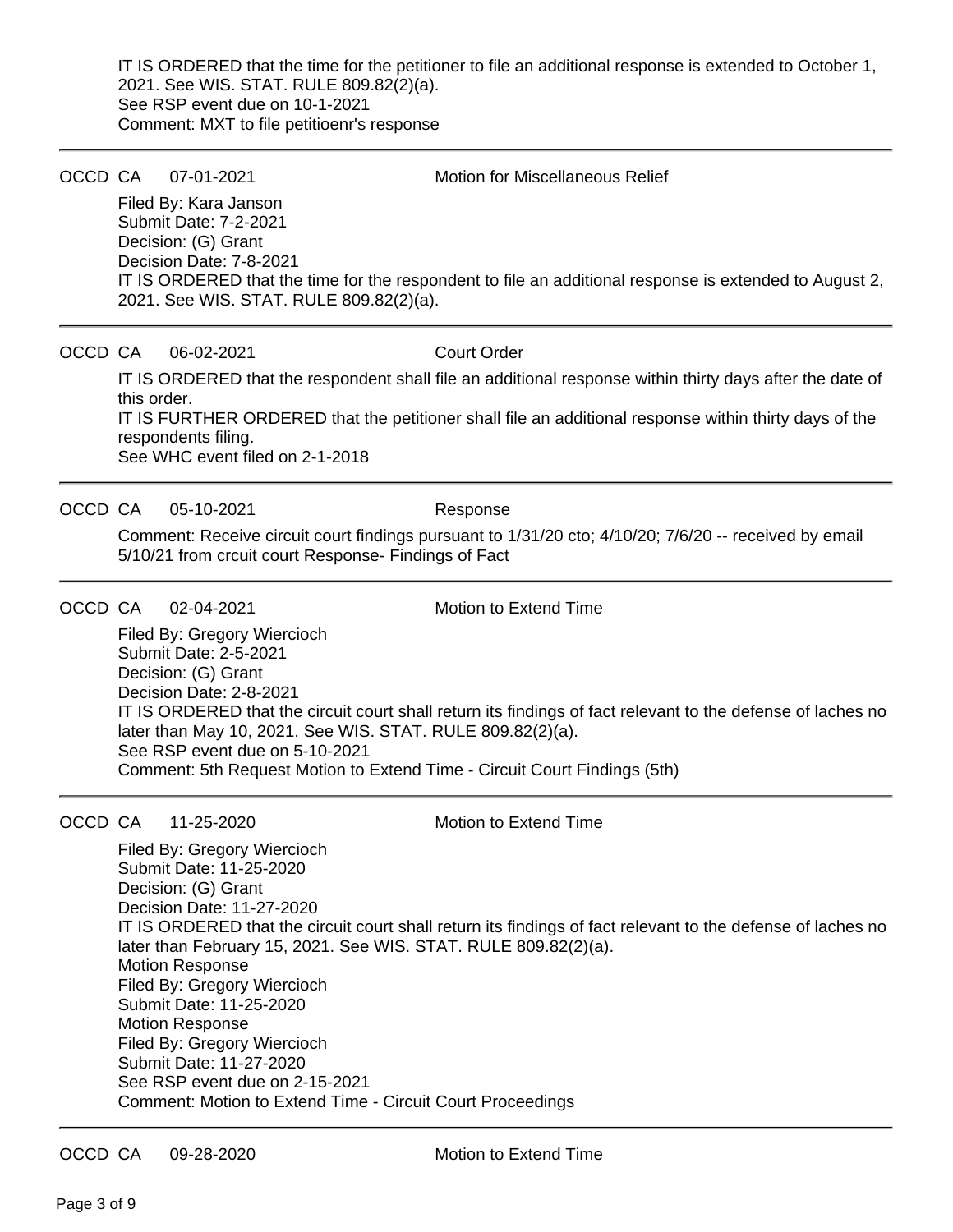IT IS ORDERED that the time for the petitioner to file an additional response is extended to October 1, 2021. See WIS. STAT. RULE 809.82(2)(a).
See RSP event due on 10-1-2021
Comment: MXT to file petitioenr's response

---

OCCD CA 07-01-2021 Motion for Miscellaneous Relief

Filed By: Kara Janson
Submit Date: 7-2-2021
Decision: (G) Grant
Decision Date: 7-8-2021
IT IS ORDERED that the time for the respondent to file an additional response is extended to August 2, 2021. See WIS. STAT. RULE 809.82(2)(a).

---

OCCD CA 06-02-2021 Court Order

IT IS ORDERED that the respondent shall file an additional response within thirty days after the date of this order.
IT IS FURTHER ORDERED that the petitioner shall file an additional response within thirty days of the respondents filing.
See WHC event filed on 2-1-2018

---

OCCD CA 05-10-2021 Response

Comment: Receive circuit court findings pursuant to 1/31/20 cto; 4/10/20; 7/6/20 -- received by email 5/10/21 from crcuit court Response- Findings of Fact

---

OCCD CA 02-04-2021 Motion to Extend Time

Filed By: Gregory Wiercioch
Submit Date: 2-5-2021
Decision: (G) Grant
Decision Date: 2-8-2021
IT IS ORDERED that the circuit court shall return its findings of fact relevant to the defense of laches no later than May 10, 2021. See WIS. STAT. RULE 809.82(2)(a).
See RSP event due on 5-10-2021
Comment: 5th Request Motion to Extend Time - Circuit Court Findings (5th)

---

OCCD CA 11-25-2020 Motion to Extend Time

Filed By: Gregory Wiercioch
Submit Date: 11-25-2020
Decision: (G) Grant
Decision Date: 11-27-2020
IT IS ORDERED that the circuit court shall return its findings of fact relevant to the defense of laches no later than February 15, 2021. See WIS. STAT. RULE 809.82(2)(a).
Motion Response
Filed By: Gregory Wiercioch
Submit Date: 11-25-2020
Motion Response
Filed By: Gregory Wiercioch
Submit Date: 11-27-2020
See RSP event due on 2-15-2021
Comment: Motion to Extend Time - Circuit Court Proceedings

---

OCCD CA 09-28-2020 Motion to Extend Time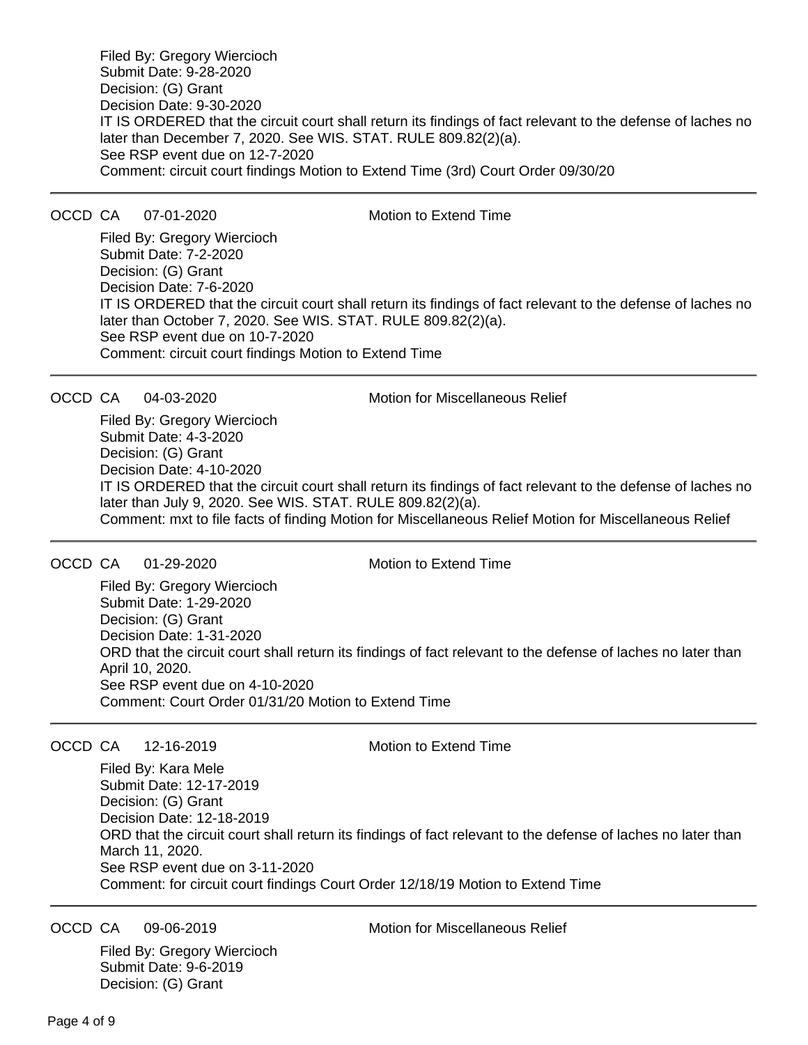Filed By: Gregory Wiercioch
Submit Date: 9-28-2020
Decision: (G) Grant
Decision Date: 9-30-2020
IT IS ORDERED that the circuit court shall return its findings of fact relevant to the defense of laches no later than December 7, 2020. See WIS. STAT. RULE 809.82(2)(a).
See RSP event due on 12-7-2020
Comment: circuit court findings Motion to Extend Time (3rd) Court Order 09/30/20

---

OCCD CA 07-01-2020 Motion to Extend Time

Filed By: Gregory Wiercioch
Submit Date: 7-2-2020
Decision: (G) Grant
Decision Date: 7-6-2020
IT IS ORDERED that the circuit court shall return its findings of fact relevant to the defense of laches no later than October 7, 2020. See WIS. STAT. RULE 809.82(2)(a).
See RSP event due on 10-7-2020
Comment: circuit court findings Motion to Extend Time

---

OCCD CA 04-03-2020 Motion for Miscellaneous Relief

Filed By: Gregory Wiercioch
Submit Date: 4-3-2020
Decision: (G) Grant
Decision Date: 4-10-2020
IT IS ORDERED that the circuit court shall return its findings of fact relevant to the defense of laches no later than July 9, 2020. See WIS. STAT. RULE 809.82(2)(a).
Comment: mxt to file facts of finding Motion for Miscellaneous Relief Motion for Miscellaneous Relief

---

OCCD CA 01-29-2020 Motion to Extend Time

Filed By: Gregory Wiercioch
Submit Date: 1-29-2020
Decision: (G) Grant
Decision Date: 1-31-2020
ORD that the circuit court shall return its findings of fact relevant to the defense of laches no later than April 10, 2020.
See RSP event due on 4-10-2020
Comment: Court Order 01/31/20 Motion to Extend Time

---

OCCD CA 12-16-2019 Motion to Extend Time

Filed By: Kara Mele
Submit Date: 12-17-2019
Decision: (G) Grant
Decision Date: 12-18-2019
ORD that the circuit court shall return its findings of fact relevant to the defense of laches no later than March 11, 2020.
See RSP event due on 3-11-2020
Comment: for circuit court findings Court Order 12/18/19 Motion to Extend Time

---

OCCD CA 09-06-2019 Motion for Miscellaneous Relief

Filed By: Gregory Wiercioch
Submit Date: 9-6-2019
Decision: (G) Grant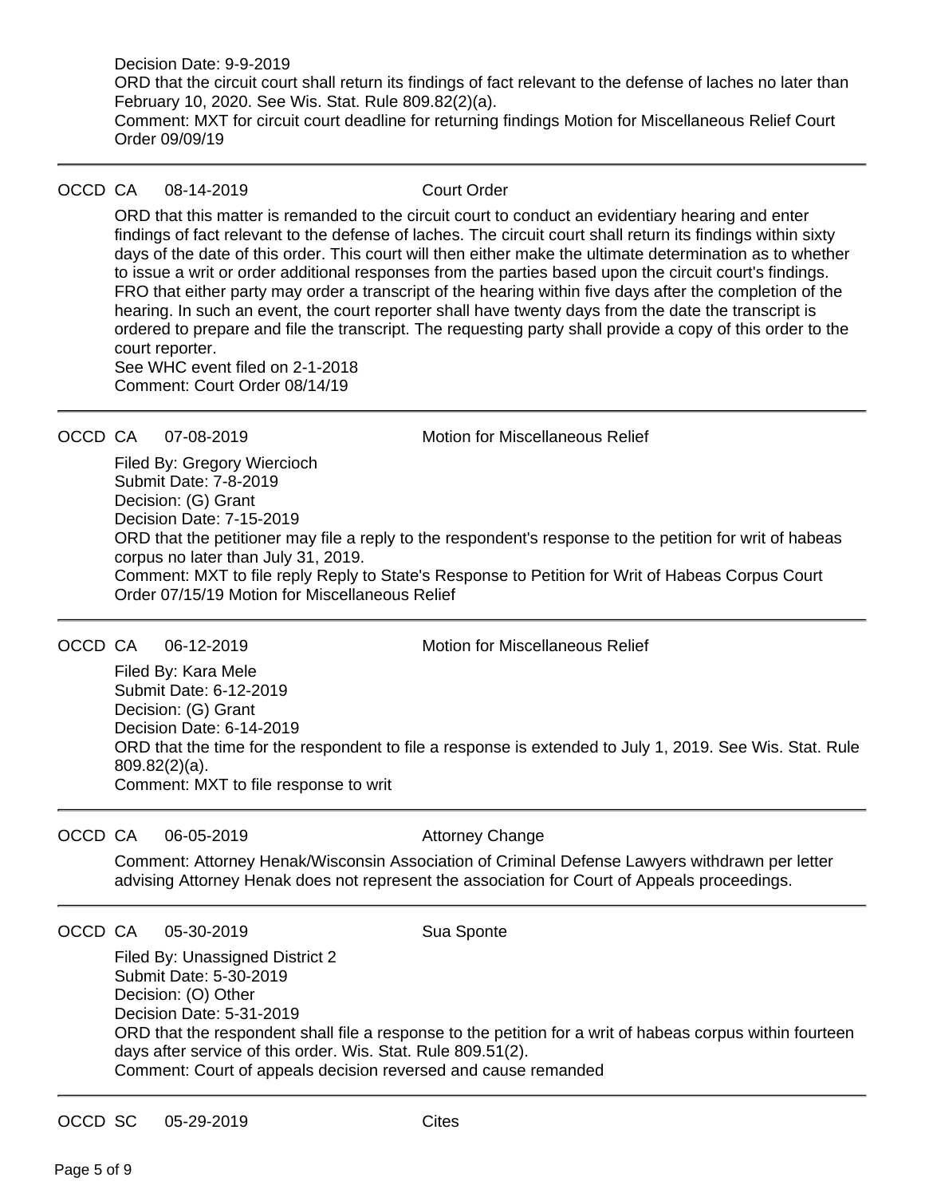Decision Date: 9-9-2019
ORD that the circuit court shall return its findings of fact relevant to the defense of laches no later than February 10, 2020. See Wis. Stat. Rule 809.82(2)(a).
Comment: MXT for circuit court deadline for returning findings Motion for Miscellaneous Relief Court Order 09/09/19

---

OCCD CA 08-14-2019 Court Order

ORD that this matter is remanded to the circuit court to conduct an evidentiary hearing and enter findings of fact relevant to the defense of laches. The circuit court shall return its findings within sixty days of the date of this order. This court will then either make the ultimate determination as to whether to issue a writ or order additional responses from the parties based upon the circuit court's findings. FRO that either party may order a transcript of the hearing within five days after the completion of the hearing. In such an event, the court reporter shall have twenty days from the date the transcript is ordered to prepare and file the transcript. The requesting party shall provide a copy of this order to the court reporter.
See WHC event filed on 2-1-2018
Comment: Court Order 08/14/19

---

OCCD CA 07-08-2019 Motion for Miscellaneous Relief

Filed By: Gregory Wiercioch
Submit Date: 7-8-2019
Decision: (G) Grant
Decision Date: 7-15-2019
ORD that the petitioner may file a reply to the respondent's response to the petition for writ of habeas corpus no later than July 31, 2019.
Comment: MXT to file reply Reply to State's Response to Petition for Writ of Habeas Corpus Court Order 07/15/19 Motion for Miscellaneous Relief

---

OCCD CA 06-12-2019 Motion for Miscellaneous Relief

Filed By: Kara Mele
Submit Date: 6-12-2019
Decision: (G) Grant
Decision Date: 6-14-2019
ORD that the time for the respondent to file a response is extended to July 1, 2019. See Wis. Stat. Rule 809.82(2)(a).
Comment: MXT to file response to writ

---

OCCD CA 06-05-2019 Attorney Change

Comment: Attorney Henak/Wisconsin Association of Criminal Defense Lawyers withdrawn per letter advising Attorney Henak does not represent the association for Court of Appeals proceedings.

---

OCCD CA 05-30-2019 Sua Sponte

Filed By: Unassigned District 2
Submit Date: 5-30-2019
Decision: (O) Other
Decision Date: 5-31-2019
ORD that the respondent shall file a response to the petition for a writ of habeas corpus within fourteen days after service of this order. Wis. Stat. Rule 809.51(2).
Comment: Court of appeals decision reversed and cause remanded

---

OCCD SC 05-29-2019 Cites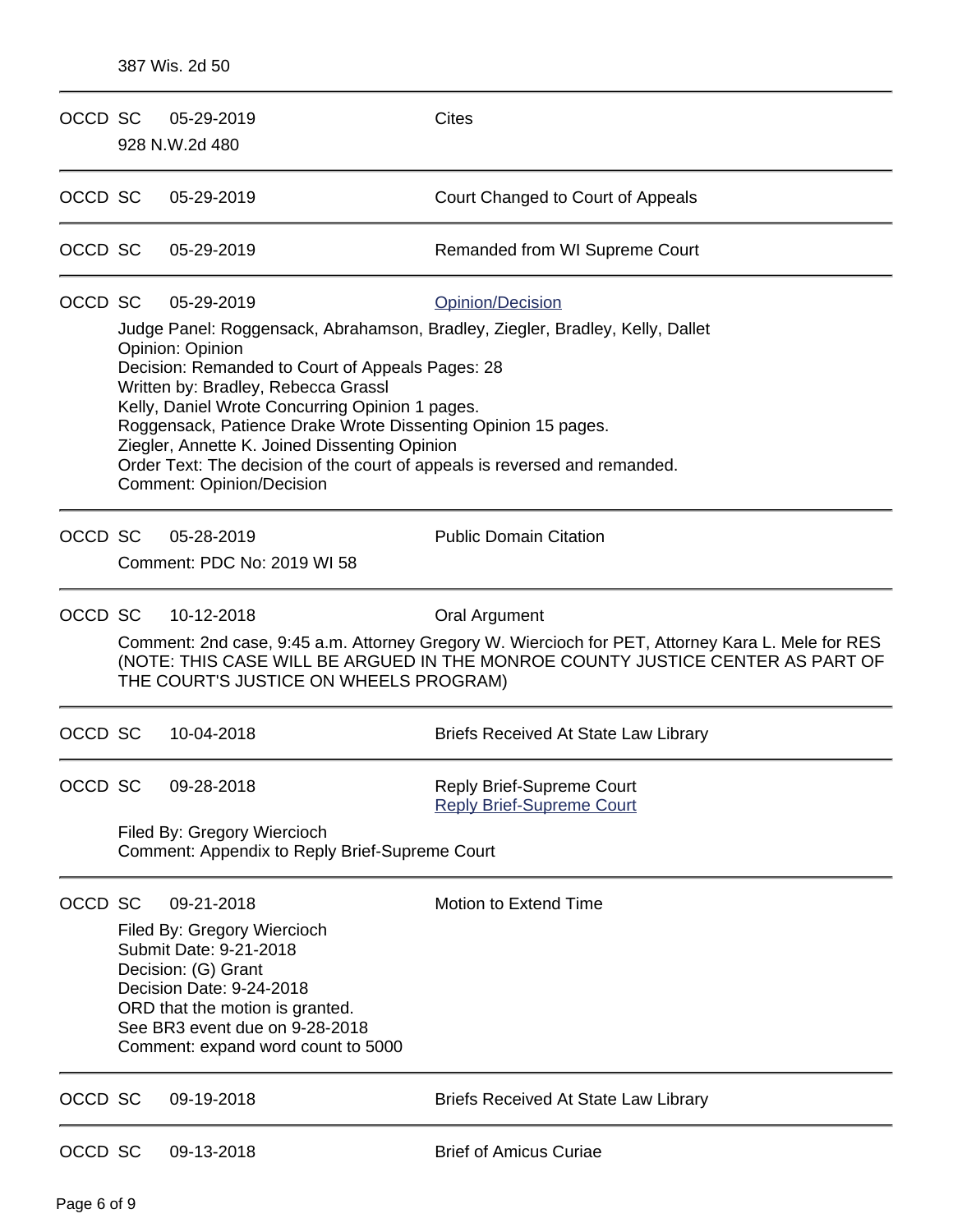387 Wis. 2d 50

---

OCCD SC 05-29-2019 Cites

928 N.W.2d 480

---

OCCD SC 05-29-2019 Court Changed to Court of Appeals

---

OCCD SC 05-29-2019 Remanded from WI Supreme Court

---

OCCD SC 05-29-2019 Opinion/Decision

Judge Panel: Roggensack, Abrahamson, Bradley, Ziegler, Bradley, Kelly, Dallet
Opinion: Opinion
Decision: Remanded to Court of Appeals Pages: 28
Written by: Bradley, Rebecca Grassl
Kelly, Daniel Wrote Concurring Opinion 1 pages.
Roggensack, Patience Drake Wrote Dissenting Opinion 15 pages.
Ziegler, Annette K. Joined Dissenting Opinion
Order Text: The decision of the court of appeals is reversed and remanded.
Comment: Opinion/Decision

---

OCCD SC 05-28-2019 Public Domain Citation

Comment: PDC No: 2019 WI 58

---

OCCD SC 10-12-2018 Oral Argument

Comment: 2nd case, 9:45 a.m. Attorney Gregory W. Wiercioch for PET, Attorney Kara L. Mele for RES (NOTE: THIS CASE WILL BE ARGUED IN THE MONROE COUNTY JUSTICE CENTER AS PART OF THE COURT'S JUSTICE ON WHEELS PROGRAM)

---

OCCD SC 10-04-2018 Briefs Received At State Law Library

---

OCCD SC 09-28-2018 Reply Brief-Supreme Court
Reply Brief-Supreme Court

Filed By: Gregory Wiercioch
Comment: Appendix to Reply Brief-Supreme Court

---

OCCD SC 09-21-2018 Motion to Extend Time

Filed By: Gregory Wiercioch
Submit Date: 9-21-2018
Decision: (G) Grant
Decision Date: 9-24-2018
ORD that the motion is granted.
See BR3 event due on 9-28-2018
Comment: expand word count to 5000

---

OCCD SC 09-19-2018 Briefs Received At State Law Library

---

OCCD SC 09-13-2018 Brief of Amicus Curiae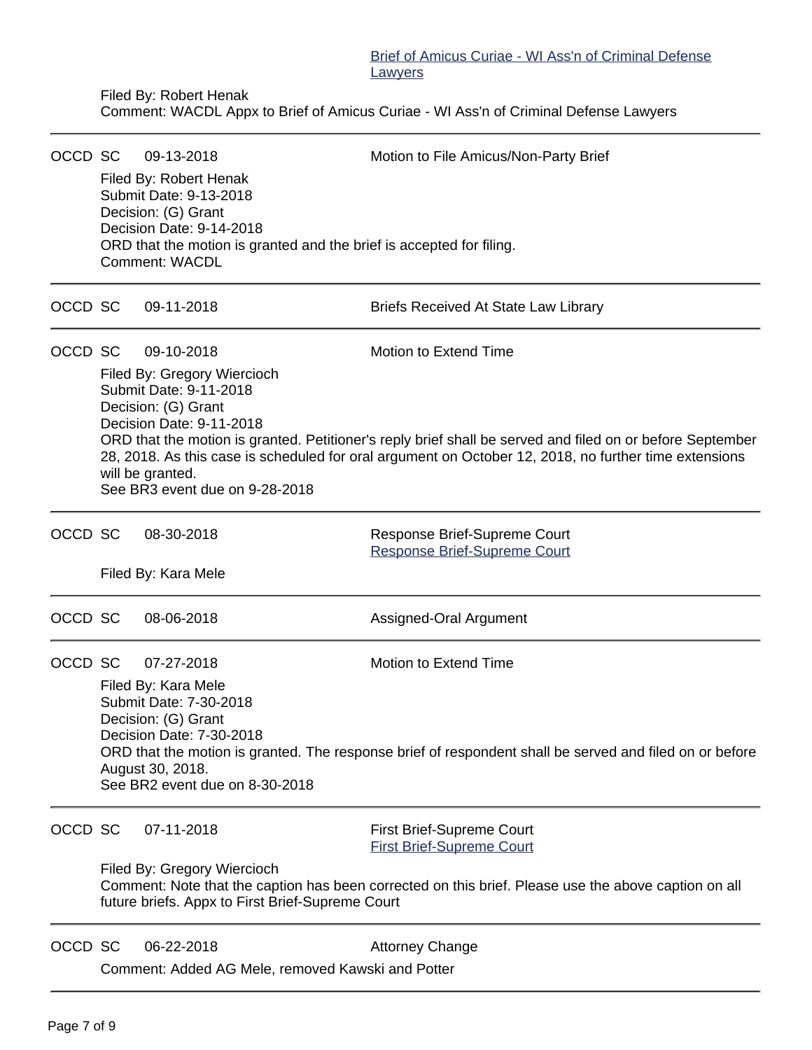Brief of Amicus Curiae - WI Ass'n of Criminal Defense Lawyers

Filed By: Robert Henak
Comment: WACDL Appx to Brief of Amicus Curiae - WI Ass'n of Criminal Defense Lawyers

---

OCCD SC 09-13-2018 Motion to File Amicus/Non-Party Brief

Filed By: Robert Henak
Submit Date: 9-13-2018
Decision: (G) Grant
Decision Date: 9-14-2018
ORD that the motion is granted and the brief is accepted for filing.
Comment: WACDL

---

OCCD SC 09-11-2018 Briefs Received At State Law Library

---

OCCD SC 09-10-2018 Motion to Extend Time

Filed By: Gregory Wiercioch
Submit Date: 9-11-2018
Decision: (G) Grant
Decision Date: 9-11-2018
ORD that the motion is granted. Petitioner's reply brief shall be served and filed on or before September 28, 2018. As this case is scheduled for oral argument on October 12, 2018, no further time extensions will be granted.
See BR3 event due on 9-28-2018

---

OCCD SC 08-30-2018 Response Brief-Supreme Court
Response Brief-Supreme Court

Filed By: Kara Mele

---

OCCD SC 08-06-2018 Assigned-Oral Argument

---

OCCD SC 07-27-2018 Motion to Extend Time

Filed By: Kara Mele
Submit Date: 7-30-2018
Decision: (G) Grant
Decision Date: 7-30-2018
ORD that the motion is granted. The response brief of respondent shall be served and filed on or before August 30, 2018.
See BR2 event due on 8-30-2018

---

OCCD SC 07-11-2018 First Brief-Supreme Court
First Brief-Supreme Court

Filed By: Gregory Wiercioch
Comment: Note that the caption has been corrected on this brief. Please use the above caption on all future briefs. Appx to First Brief-Supreme Court

---

OCCD SC 06-22-2018 Attorney Change

Comment: Added AG Mele, removed Kawski and Potter

---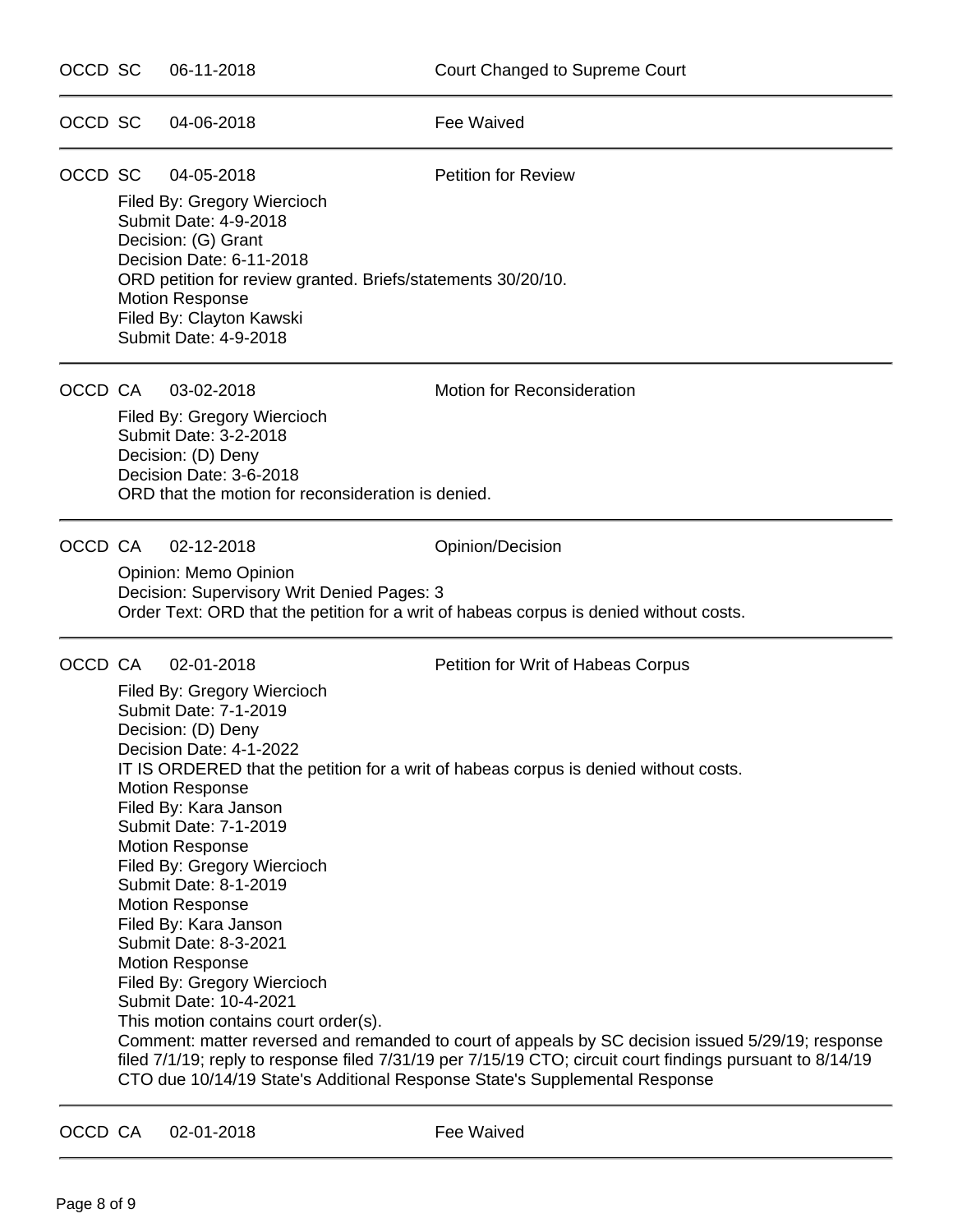OCCD SC 06-11-2018 Court Changed to Supreme Court

---

OCCD SC 04-06-2018 Fee Waived

---

OCCD SC 04-05-2018 Petition for Review

Filed By: Gregory Wiercioch
Submit Date: 4-9-2018
Decision: (G) Grant
Decision Date: 6-11-2018
ORD petition for review granted. Briefs/statements 30/20/10.
Motion Response
Filed By: Clayton Kawski
Submit Date: 4-9-2018

---

OCCD CA 03-02-2018 Motion for Reconsideration

Filed By: Gregory Wiercioch
Submit Date: 3-2-2018
Decision: (D) Deny
Decision Date: 3-6-2018
ORD that the motion for reconsideration is denied.

---

OCCD CA 02-12-2018 Opinion/Decision

Opinion: Memo Opinion
Decision: Supervisory Writ Denied Pages: 3
Order Text: ORD that the petition for a writ of habeas corpus is denied without costs.

---

OCCD CA 02-01-2018 Petition for Writ of Habeas Corpus

Filed By: Gregory Wiercioch
Submit Date: 7-1-2019
Decision: (D) Deny
Decision Date: 4-1-2022
IT IS ORDERED that the petition for a writ of habeas corpus is denied without costs.
Motion Response
Filed By: Kara Janson
Submit Date: 7-1-2019
Motion Response
Filed By: Gregory Wiercioch
Submit Date: 8-1-2019
Motion Response
Filed By: Kara Janson
Submit Date: 8-3-2021
Motion Response
Filed By: Gregory Wiercioch
Submit Date: 10-4-2021
This motion contains court order(s).
Comment: matter reversed and remanded to court of appeals by SC decision issued 5/29/19; response filed 7/1/19; reply to response filed 7/31/19 per 7/15/19 CTO; circuit court findings pursuant to 8/14/19 CTO due 10/14/19 State's Additional Response State's Supplemental Response

---

OCCD CA 02-01-2018 Fee Waived

---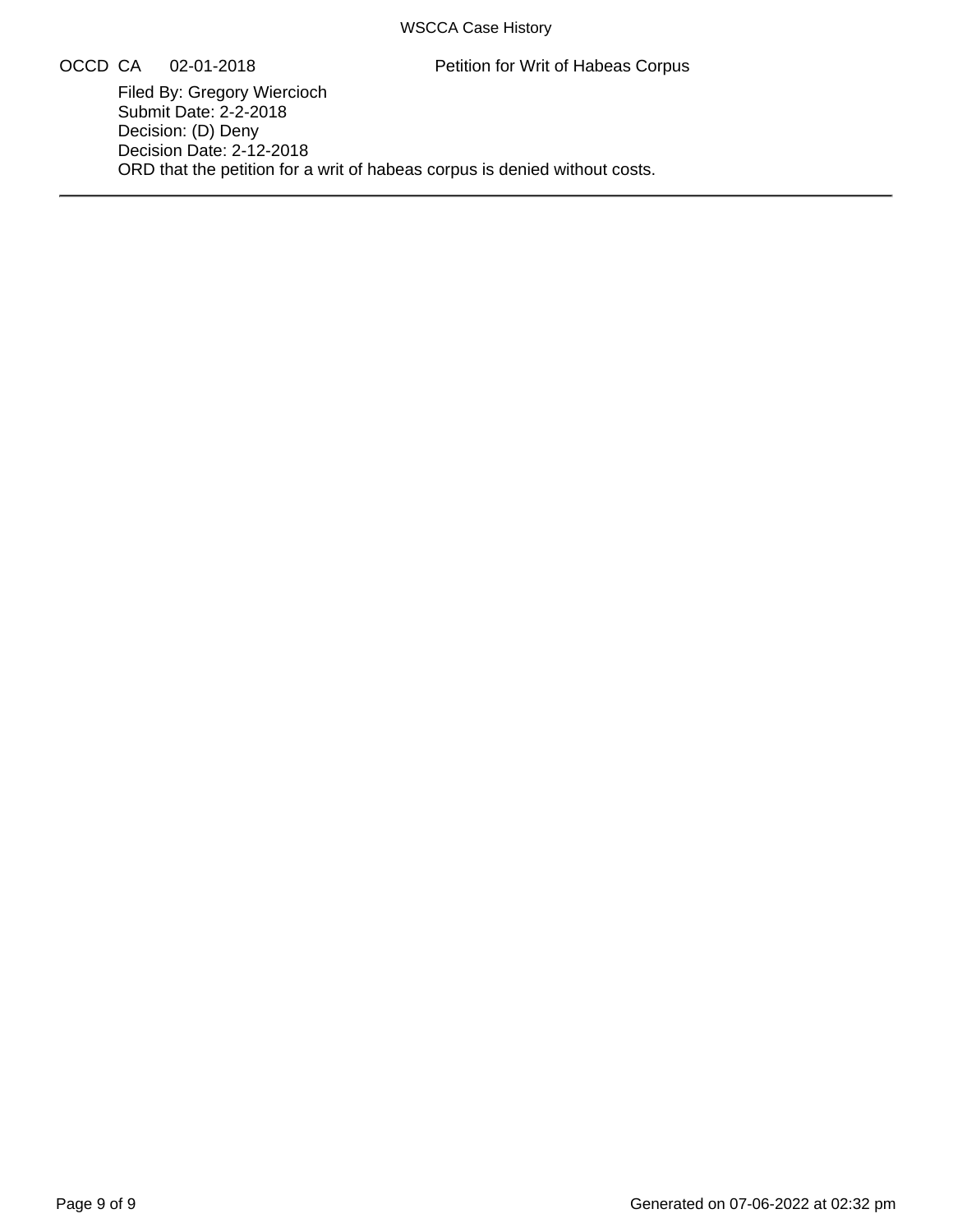OCCD CA 02-01-2018 Petition for Writ of Habeas Corpus

Filed By: Gregory Wiercioch
Submit Date: 2-2-2018
Decision: (D) Deny
Decision Date: 2-12-2018
ORD that the petition for a writ of habeas corpus is denied without costs.

---